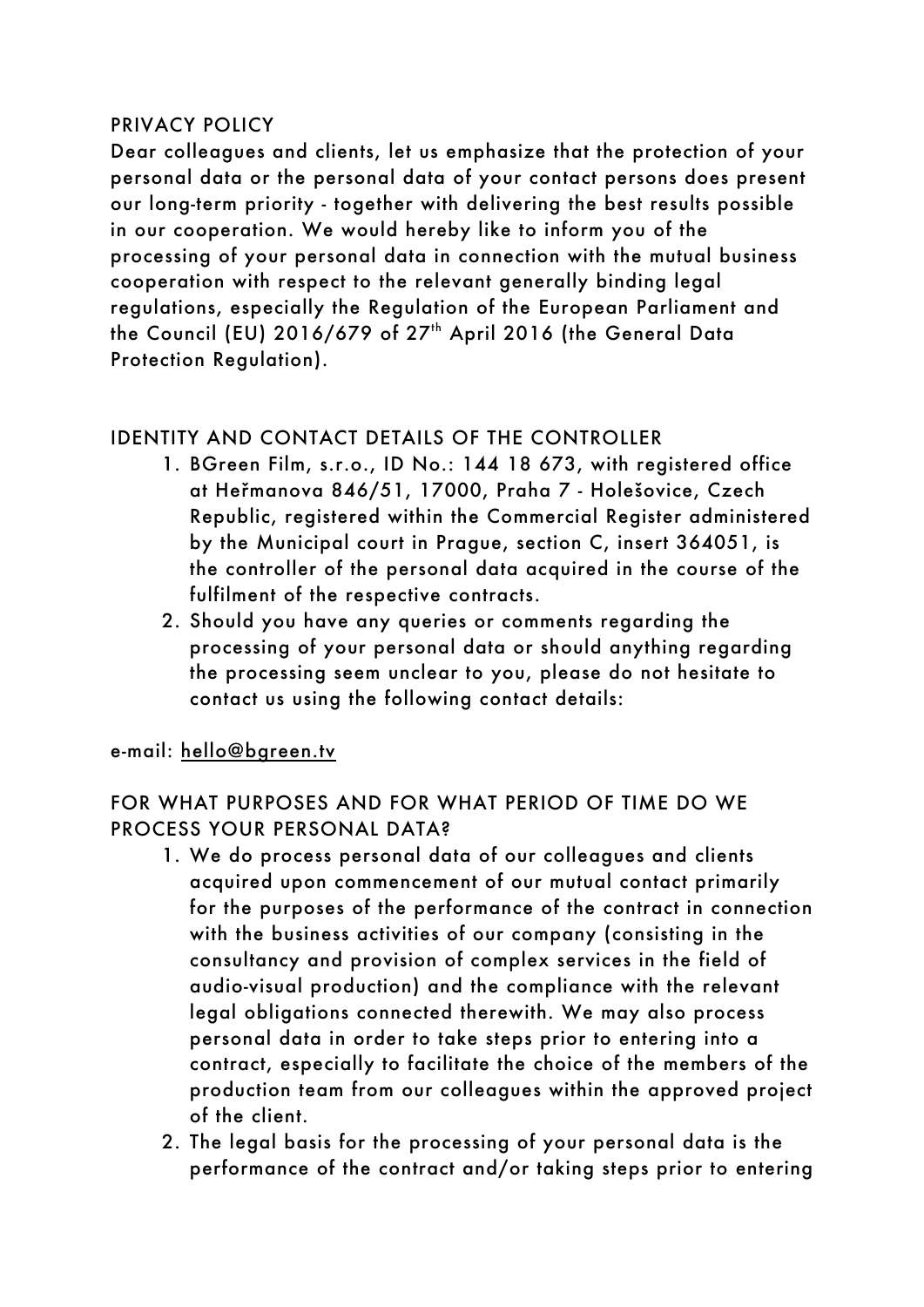# PRIVACY POLICY

Dear colleagues and clients, let us emphasize that the protection of your personal data or the personal data of your contact persons does present our long-term priority - together with delivering the best results possible in our cooperation. We would hereby like to inform you of the processing of your personal data in connection with the mutual business cooperation with respect to the relevant generally binding legal regulations, especially the Regulation of the European Parliament and the Council (EU) 2016/679 of 27th April 2016 (the General Data Protection Regulation).

## IDENTITY AND CONTACT DETAILS OF THE CONTROLLER

1. BGreen Film, s.r.o., ID No.: 144 18 673, with registered office at Heřmanova 846/51, 17000, Praha 7 - Holešovice, Czech Republic, registered within the Commercial Register administered by the Municipal court in Prague, section C, insert 364051, is the controller of the personal data acquired in the course of the fulfilment of the respective contracts.
2. Should you have any queries or comments regarding the processing of your personal data or should anything regarding the processing seem unclear to you, please do not hesitate to contact us using the following contact details:

e-mail: hello@bgreen.tv

## FOR WHAT PURPOSES AND FOR WHAT PERIOD OF TIME DO WE PROCESS YOUR PERSONAL DATA?

1. We do process personal data of our colleagues and clients acquired upon commencement of our mutual contact primarily for the purposes of the performance of the contract in connection with the business activities of our company (consisting in the consultancy and provision of complex services in the field of audio-visual production) and the compliance with the relevant legal obligations connected therewith. We may also process personal data in order to take steps prior to entering into a contract, especially to facilitate the choice of the members of the production team from our colleagues within the approved project of the client.
2. The legal basis for the processing of your personal data is the performance of the contract and/or taking steps prior to entering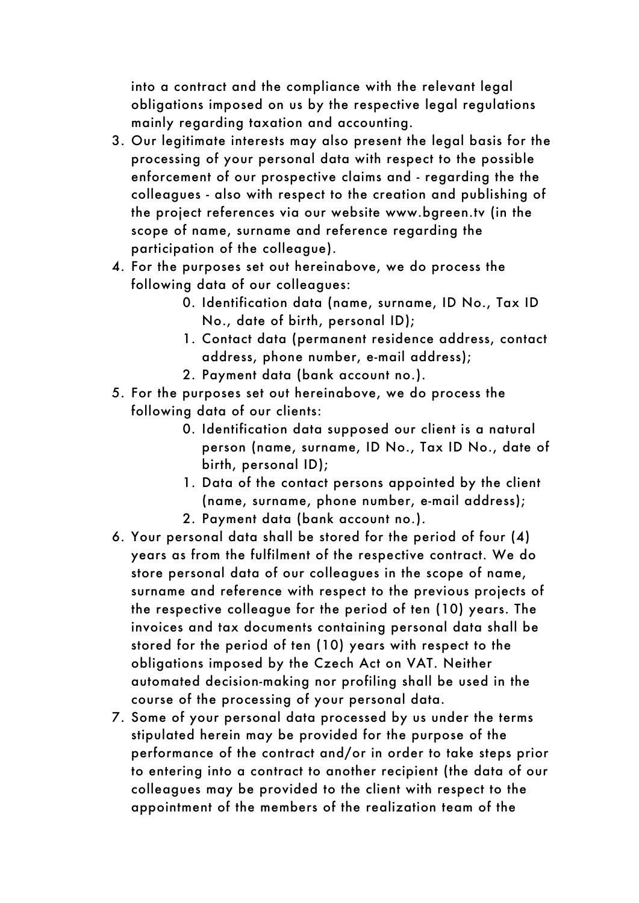into a contract and the compliance with the relevant legal obligations imposed on us by the respective legal regulations mainly regarding taxation and accounting.

3. Our legitimate interests may also present the legal basis for the processing of your personal data with respect to the possible enforcement of our prospective claims and - regarding the the colleagues - also with respect to the creation and publishing of the project references via our website www.bgreen.tv (in the scope of name, surname and reference regarding the participation of the colleague).
4. For the purposes set out hereinabove, we do process the following data of our colleagues:
    0. Identification data (name, surname, ID No., Tax ID No., date of birth, personal ID);
    1. Contact data (permanent residence address, contact address, phone number, e-mail address);
    2. Payment data (bank account no.).
5. For the purposes set out hereinabove, we do process the following data of our clients:
    0. Identification data supposed our client is a natural person (name, surname, ID No., Tax ID No., date of birth, personal ID);
    1. Data of the contact persons appointed by the client (name, surname, phone number, e-mail address);
    2. Payment data (bank account no.).
6. Your personal data shall be stored for the period of four (4) years as from the fulfilment of the respective contract. We do store personal data of our colleagues in the scope of name, surname and reference with respect to the previous projects of the respective colleague for the period of ten (10) years. The invoices and tax documents containing personal data shall be stored for the period of ten (10) years with respect to the obligations imposed by the Czech Act on VAT. Neither automated decision-making nor profiling shall be used in the course of the processing of your personal data.
7. Some of your personal data processed by us under the terms stipulated herein may be provided for the purpose of the performance of the contract and/or in order to take steps prior to entering into a contract to another recipient (the data of our colleagues may be provided to the client with respect to the appointment of the members of the realization team of the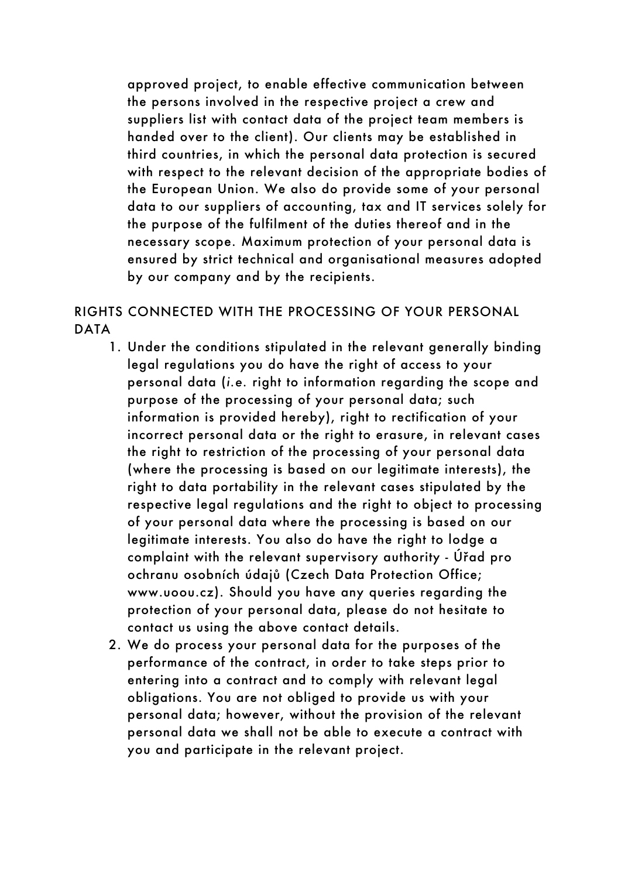approved project, to enable effective communication between the persons involved in the respective project a crew and suppliers list with contact data of the project team members is handed over to the client). Our clients may be established in third countries, in which the personal data protection is secured with respect to the relevant decision of the appropriate bodies of the European Union. We also do provide some of your personal data to our suppliers of accounting, tax and IT services solely for the purpose of the fulfilment of the duties thereof and in the necessary scope. Maximum protection of your personal data is ensured by strict technical and organisational measures adopted by our company and by the recipients.

## RIGHTS CONNECTED WITH THE PROCESSING OF YOUR PERSONAL DATA

1. Under the conditions stipulated in the relevant generally binding legal regulations you do have the right of access to your personal data (*i.e.* right to information regarding the scope and purpose of the processing of your personal data; such information is provided hereby), right to rectification of your incorrect personal data or the right to erasure, in relevant cases the right to restriction of the processing of your personal data (where the processing is based on our legitimate interests), the right to data portability in the relevant cases stipulated by the respective legal regulations and the right to object to processing of your personal data where the processing is based on our legitimate interests. You also do have the right to lodge a complaint with the relevant supervisory authority - Úřad pro ochranu osobních údajů (Czech Data Protection Office; www.uoou.cz). Should you have any queries regarding the protection of your personal data, please do not hesitate to contact us using the above contact details.
2. We do process your personal data for the purposes of the performance of the contract, in order to take steps prior to entering into a contract and to comply with relevant legal obligations. You are not obliged to provide us with your personal data; however, without the provision of the relevant personal data we shall not be able to execute a contract with you and participate in the relevant project.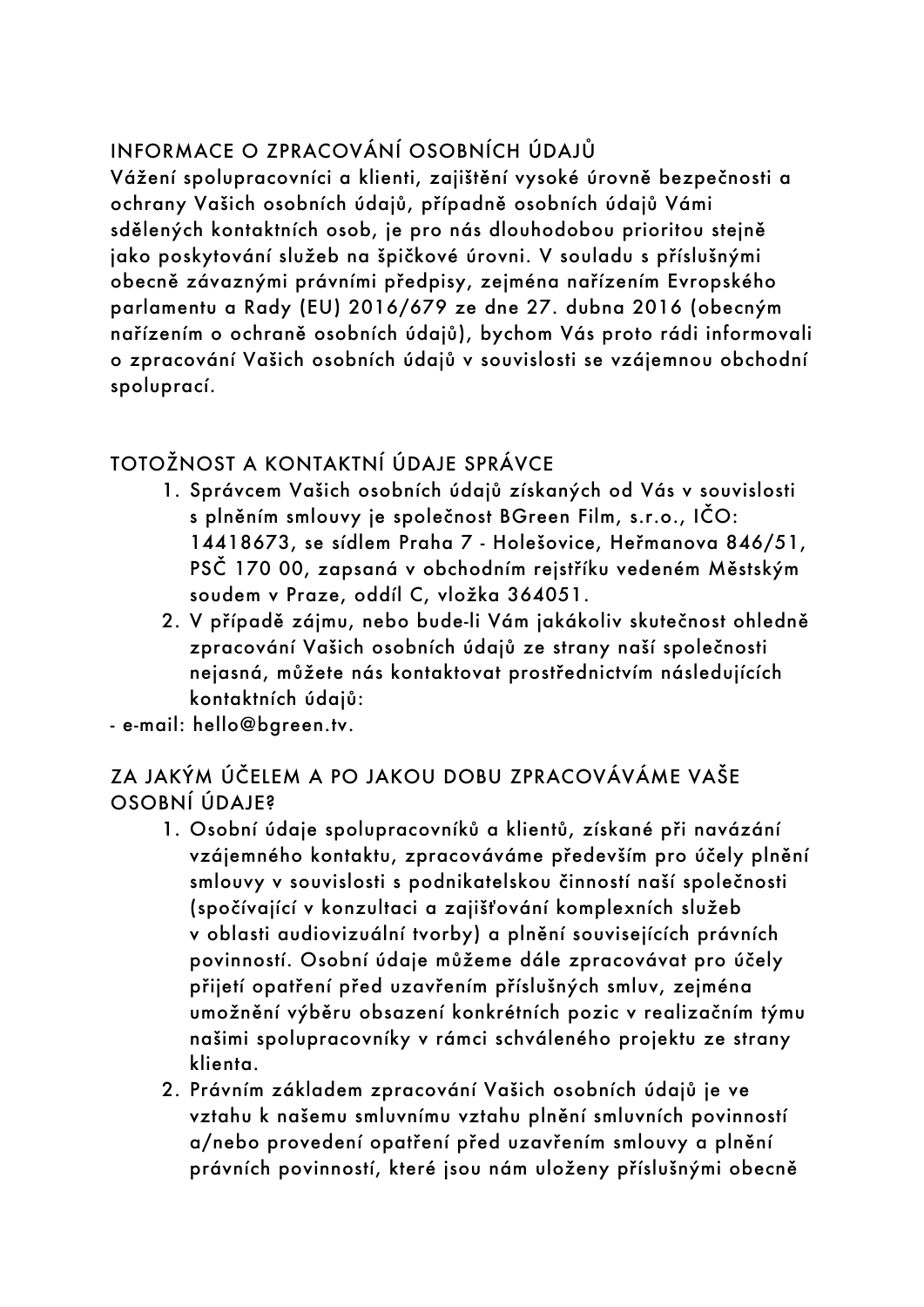## INFORMACE O ZPRACOVÁNÍ OSOBNÍCH ÚDAJŮ

Vážení spolupracovníci a klienti, zajištění vysoké úrovně bezpečnosti a ochrany Vašich osobních údajů, případně osobních údajů Vámi sdělených kontaktních osob, je pro nás dlouhodobou prioritou stejně jako poskytování služeb na špičkové úrovni. V souladu s příslušnými obecně závaznými právními předpisy, zejména nařízením Evropského parlamentu a Rady (EU) 2016/679 ze dne 27. dubna 2016 (obecným nařízením o ochraně osobních údajů), bychom Vás proto rádi informovali o zpracování Vašich osobních údajů v souvislosti se vzájemnou obchodní spoluprací.

## TOTOŽNOST A KONTAKTNÍ ÚDAJE SPRÁVCE

1. Správcem Vašich osobních údajů získaných od Vás v souvislosti s plněním smlouvy je společnost BGreen Film, s.r.o., IČO: 14418673, se sídlem Praha 7 - Holešovice, Heřmanova 846/51, PSČ 170 00, zapsaná v obchodním rejstříku vedeném Městským soudem v Praze, oddíl C, vložka 364051.
2. V případě zájmu, nebo bude-li Vám jakákoliv skutečnost ohledně zpracování Vašich osobních údajů ze strany naší společnosti nejasná, můžete nás kontaktovat prostřednictvím následujících kontaktních údajů:

- e-mail: hello@bgreen.tv.

## ZA JAKÝM ÚČELEM A PO JAKOU DOBU ZPRACOVÁVÁME VAŠE OSOBNÍ ÚDAJE?

1. Osobní údaje spolupracovníků a klientů, získané při navázání vzájemného kontaktu, zpracováváme především pro účely plnění smlouvy v souvislosti s podnikatelskou činností naší společnosti (spočívající v konzultaci a zajišťování komplexních služeb v oblasti audiovizuální tvorby) a plnění souvisejících právních povinností. Osobní údaje můžeme dále zpracovávat pro účely přijetí opatření před uzavřením příslušných smluv, zejména umožnění výběru obsazení konkrétních pozic v realizačním týmu našimi spolupracovníky v rámci schváleného projektu ze strany klienta.
2. Právním základem zpracování Vašich osobních údajů je ve vztahu k našemu smluvnímu vztahu plnění smluvních povinností a/nebo provedení opatření před uzavřením smlouvy a plnění právních povinností, které jsou nám uloženy příslušnými obecně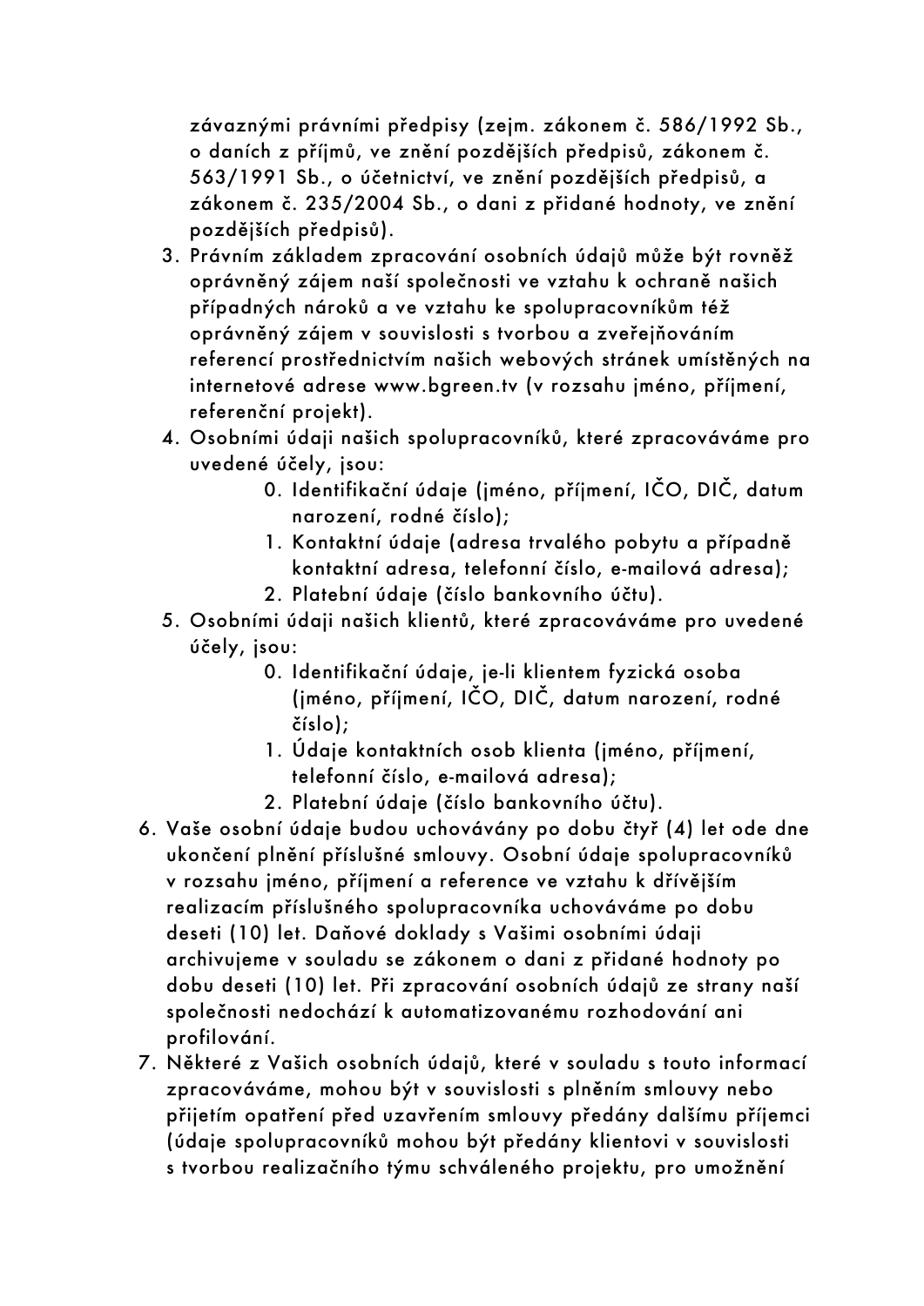závaznými právními předpisy (zejm. zákonem č. 586/1992 Sb., o daních z příjmů, ve znění pozdějších předpisů, zákonem č. 563/1991 Sb., o účetnictví, ve znění pozdějších předpisů, a zákonem č. 235/2004 Sb., o dani z přidané hodnoty, ve znění pozdějších předpisů).

3. Právním základem zpracování osobních údajů může být rovněž oprávněný zájem naší společnosti ve vztahu k ochraně našich případných nároků a ve vztahu ke spolupracovníkům též oprávněný zájem v souvislosti s tvorbou a zveřejňováním referencí prostřednictvím našich webových stránek umístěných na internetové adrese www.bgreen.tv (v rozsahu jméno, příjmení, referenční projekt).
4. Osobními údaji našich spolupracovníků, které zpracováváme pro uvedené účely, jsou:
    0. Identifikační údaje (jméno, příjmení, IČO, DIČ, datum narození, rodné číslo);
    1. Kontaktní údaje (adresa trvalého pobytu a případně kontaktní adresa, telefonní číslo, e-mailová adresa);
    2. Platební údaje (číslo bankovního účtu).
5. Osobními údaji našich klientů, které zpracováváme pro uvedené účely, jsou:
    0. Identifikační údaje, je-li klientem fyzická osoba (jméno, příjmení, IČO, DIČ, datum narození, rodné číslo);
    1. Údaje kontaktních osob klienta (jméno, příjmení, telefonní číslo, e-mailová adresa);
    2. Platební údaje (číslo bankovního účtu).

6. Vaše osobní údaje budou uchovávány po dobu čtyř (4) let ode dne ukončení plnění příslušné smlouvy. Osobní údaje spolupracovníků v rozsahu jméno, příjmení a reference ve vztahu k dřívějším realizacím příslušného spolupracovníka uchováváme po dobu deseti (10) let. Daňové doklady s Vašimi osobními údaji archivujeme v souladu se zákonem o dani z přidané hodnoty po dobu deseti (10) let. Při zpracování osobních údajů ze strany naší společnosti nedochází k automatizovanému rozhodování ani profilování.
7. Některé z Vašich osobních údajů, které v souladu s touto informací zpracováváme, mohou být v souvislosti s plněním smlouvy nebo přijetím opatření před uzavřením smlouvy předány dalšímu příjemci (údaje spolupracovníků mohou být předány klientovi v souvislosti s tvorbou realizačního týmu schváleného projektu, pro umožnění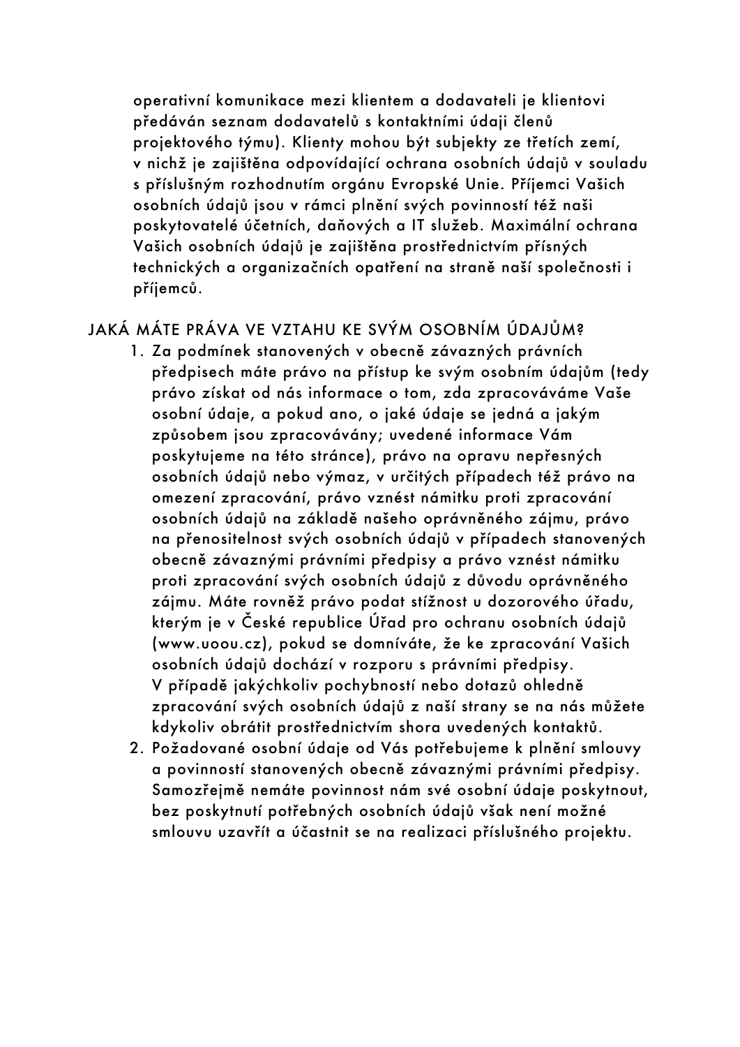operativní komunikace mezi klientem a dodavateli je klientovi předáván seznam dodavatelů s kontaktními údaji členů projektového týmu). Klienty mohou být subjekty ze třetích zemí, v nichž je zajištěna odpovídající ochrana osobních údajů v souladu s příslušným rozhodnutím orgánu Evropské Unie. Příjemci Vašich osobních údajů jsou v rámci plnění svých povinností též naši poskytovatelé účetních, daňových a IT služeb. Maximální ochrana Vašich osobních údajů je zajištěna prostřednictvím přísných technických a organizačních opatření na straně naší společnosti i příjemců.

## JAKÁ MÁTE PRÁVA VE VZTAHU KE SVÝM OSOBNÍM ÚDAJŮM?

1. Za podmínek stanovených v obecně závazných právních předpisech máte právo na přístup ke svým osobním údajům (tedy právo získat od nás informace o tom, zda zpracováváme Vaše osobní údaje, a pokud ano, o jaké údaje se jedná a jakým způsobem jsou zpracovávány; uvedené informace Vám poskytujeme na této stránce), právo na opravu nepřesných osobních údajů nebo výmaz, v určitých případech též právo na omezení zpracování, právo vznést námitku proti zpracování osobních údajů na základě našeho oprávněného zájmu, právo na přenositelnost svých osobních údajů v případech stanovených obecně závaznými právními předpisy a právo vznést námitku proti zpracování svých osobních údajů z důvodu oprávněného zájmu. Máte rovněž právo podat stížnost u dozorového úřadu, kterým je v České republice Úřad pro ochranu osobních údajů (www.uoou.cz), pokud se domníváte, že ke zpracování Vašich osobních údajů dochází v rozporu s právními předpisy.
   V případě jakýchkoliv pochybností nebo dotazů ohledně zpracování svých osobních údajů z naší strany se na nás můžete kdykoliv obrátit prostřednictvím shora uvedených kontaktů.
2. Požadované osobní údaje od Vás potřebujeme k plnění smlouvy a povinností stanovených obecně závaznými právními předpisy. Samozřejmě nemáte povinnost nám své osobní údaje poskytnout, bez poskytnutí potřebných osobních údajů však není možné smlouvu uzavřít a účastnit se na realizaci příslušného projektu.